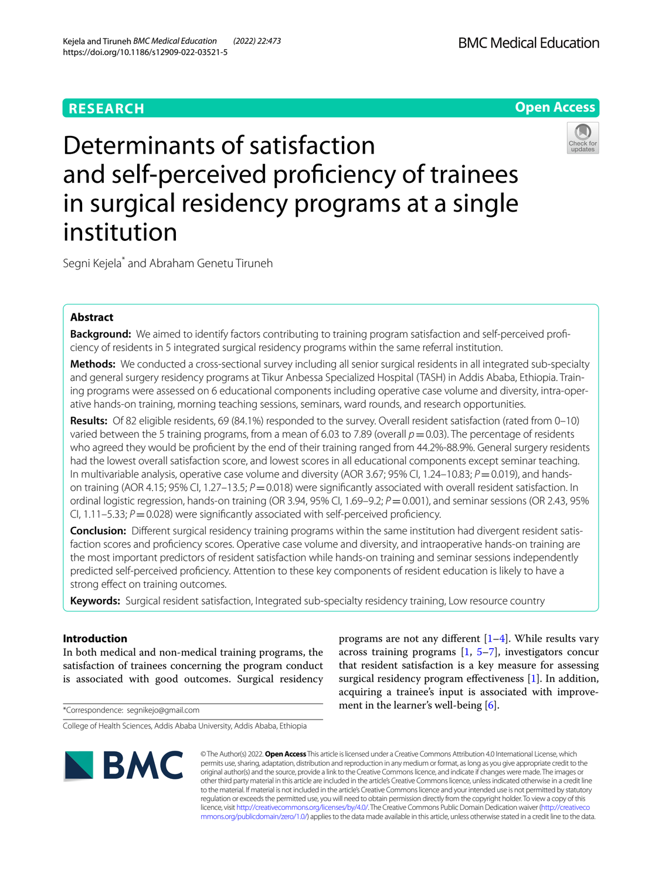RESEARCH

Open Access

# Determinants of satisfaction and self-perceived proficiency of trainees in surgical residency programs at a single institution

Segni Kejela* and Abraham Genetu Tiruneh

## Abstract

**Background:** We aimed to identify factors contributing to training program satisfaction and self-perceived proficiency of residents in 5 integrated surgical residency programs within the same referral institution.

**Methods:** We conducted a cross-sectional survey including all senior surgical residents in all integrated sub-specialty and general surgery residency programs at Tikur Anbessa Specialized Hospital (TASH) in Addis Ababa, Ethiopia. Training programs were assessed on 6 educational components including operative case volume and diversity, intra-operative hands-on training, morning teaching sessions, seminars, ward rounds, and research opportunities.

**Results:** Of 82 eligible residents, 69 (84.1%) responded to the survey. Overall resident satisfaction (rated from 0–10) varied between the 5 training programs, from a mean of 6.03 to 7.89 (overall $p = 0.03$). The percentage of residents who agreed they would be proficient by the end of their training ranged from 44.2%-88.9%. General surgery residents had the lowest overall satisfaction score, and lowest scores in all educational components except seminar teaching. In multivariable analysis, operative case volume and diversity (AOR 3.67; 95% CI, 1.24–10.83; $P = 0.019$), and hands-on training (AOR 4.15; 95% CI, 1.27–13.5; $P = 0.018$) were significantly associated with overall resident satisfaction. In ordinal logistic regression, hands-on training (OR 3.94, 95% CI, 1.69–9.2; $P = 0.001$), and seminar sessions (OR 2.43, 95% CI, 1.11–5.33; $P = 0.028$) were significantly associated with self-perceived proficiency.

**Conclusion:** Different surgical residency training programs within the same institution had divergent resident satisfaction scores and proficiency scores. Operative case volume and diversity, and intraoperative hands-on training are the most important predictors of resident satisfaction while hands-on training and seminar sessions independently predicted self-perceived proficiency. Attention to these key components of resident education is likely to have a strong effect on training outcomes.

**Keywords:** Surgical resident satisfaction, Integrated sub-specialty residency training, Low resource country

## Introduction

In both medical and non-medical training programs, the satisfaction of trainees concerning the program conduct is associated with good outcomes. Surgical residency programs are not any different [1–4]. While results vary across training programs [1, 5–7], investigators concur that resident satisfaction is a key measure for assessing surgical residency program effectiveness [1]. In addition, acquiring a trainee's input is associated with improvement in the learner's well-being [6].

*Correspondence: segnikejo@gmail.com

College of Health Sciences, Addis Ababa University, Addis Ababa, Ethiopia

© The Author(s) 2022. **Open Access** This article is licensed under a Creative Commons Attribution 4.0 International License, which permits use, sharing, adaptation, distribution and reproduction in any medium or format, as long as you give appropriate credit to the original author(s) and the source, provide a link to the Creative Commons licence, and indicate if changes were made. The images or other third party material in this article are included in the article's Creative Commons licence, unless indicated otherwise in a credit line to the material. If material is not included in the article's Creative Commons licence and your intended use is not permitted by statutory regulation or exceeds the permitted use, you will need to obtain permission directly from the copyright holder. To view a copy of this licence, visit http://creativecommons.org/licenses/by/4.0/. The Creative Commons Public Domain Dedication waiver (http://creativecommons.org/publicdomain/zero/1.0/) applies to the data made available in this article, unless otherwise stated in a credit line to the data.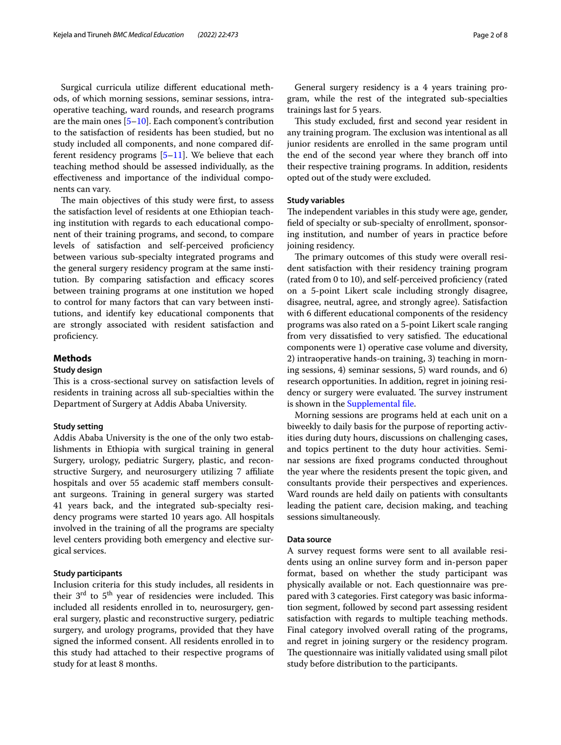Surgical curricula utilize different educational methods, of which morning sessions, seminar sessions, intraoperative teaching, ward rounds, and research programs are the main ones [5–10]. Each component's contribution to the satisfaction of residents has been studied, but no study included all components, and none compared different residency programs [5–11]. We believe that each teaching method should be assessed individually, as the effectiveness and importance of the individual components can vary.

The main objectives of this study were first, to assess the satisfaction level of residents at one Ethiopian teaching institution with regards to each educational component of their training programs, and second, to compare levels of satisfaction and self-perceived proficiency between various sub-specialty integrated programs and the general surgery residency program at the same institution. By comparing satisfaction and efficacy scores between training programs at one institution we hoped to control for many factors that can vary between institutions, and identify key educational components that are strongly associated with resident satisfaction and proficiency.

## Methods

### Study design

This is a cross-sectional survey on satisfaction levels of residents in training across all sub-specialties within the Department of Surgery at Addis Ababa University.

### Study setting

Addis Ababa University is the one of the only two establishments in Ethiopia with surgical training in general Surgery, urology, pediatric Surgery, plastic, and reconstructive Surgery, and neurosurgery utilizing 7 affiliate hospitals and over 55 academic staff members consultant surgeons. Training in general surgery was started 41 years back, and the integrated sub-specialty residency programs were started 10 years ago. All hospitals involved in the training of all the programs are specialty level centers providing both emergency and elective surgical services.

### Study participants

Inclusion criteria for this study includes, all residents in their 3rd to 5th year of residencies were included. This included all residents enrolled in to, neurosurgery, general surgery, plastic and reconstructive surgery, pediatric surgery, and urology programs, provided that they have signed the informed consent. All residents enrolled in to this study had attached to their respective programs of study for at least 8 months.

General surgery residency is a 4 years training program, while the rest of the integrated sub-specialties trainings last for 5 years.

This study excluded, first and second year resident in any training program. The exclusion was intentional as all junior residents are enrolled in the same program until the end of the second year where they branch off into their respective training programs. In addition, residents opted out of the study were excluded.

### Study variables

The independent variables in this study were age, gender, field of specialty or sub-specialty of enrollment, sponsoring institution, and number of years in practice before joining residency.

The primary outcomes of this study were overall resident satisfaction with their residency training program (rated from 0 to 10), and self-perceived proficiency (rated on a 5-point Likert scale including strongly disagree, disagree, neutral, agree, and strongly agree). Satisfaction with 6 different educational components of the residency programs was also rated on a 5-point Likert scale ranging from very dissatisfied to very satisfied. The educational components were 1) operative case volume and diversity, 2) intraoperative hands-on training, 3) teaching in morning sessions, 4) seminar sessions, 5) ward rounds, and 6) research opportunities. In addition, regret in joining residency or surgery were evaluated. The survey instrument is shown in the Supplemental file.

Morning sessions are programs held at each unit on a biweekly to daily basis for the purpose of reporting activities during duty hours, discussions on challenging cases, and topics pertinent to the duty hour activities. Seminar sessions are fixed programs conducted throughout the year where the residents present the topic given, and consultants provide their perspectives and experiences. Ward rounds are held daily on patients with consultants leading the patient care, decision making, and teaching sessions simultaneously.

### Data source

A survey request forms were sent to all available residents using an online survey form and in-person paper format, based on whether the study participant was physically available or not. Each questionnaire was prepared with 3 categories. First category was basic information segment, followed by second part assessing resident satisfaction with regards to multiple teaching methods. Final category involved overall rating of the programs, and regret in joining surgery or the residency program. The questionnaire was initially validated using small pilot study before distribution to the participants.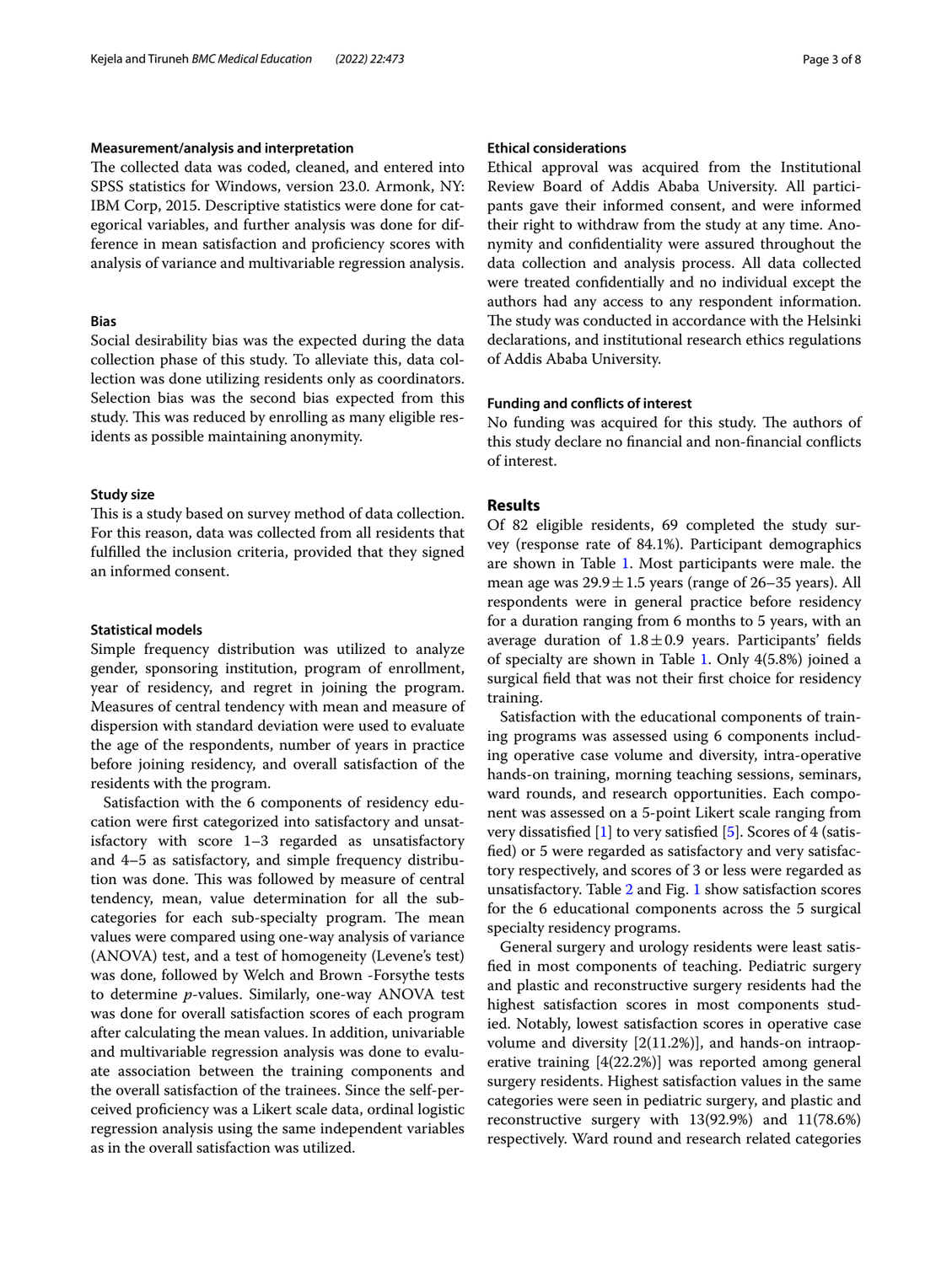### Measurement/analysis and interpretation

The collected data was coded, cleaned, and entered into SPSS statistics for Windows, version 23.0. Armonk, NY: IBM Corp, 2015. Descriptive statistics were done for categorical variables, and further analysis was done for difference in mean satisfaction and proficiency scores with analysis of variance and multivariable regression analysis.

### Bias

Social desirability bias was the expected during the data collection phase of this study. To alleviate this, data collection was done utilizing residents only as coordinators. Selection bias was the second bias expected from this study. This was reduced by enrolling as many eligible residents as possible maintaining anonymity.

### Study size

This is a study based on survey method of data collection. For this reason, data was collected from all residents that fulfilled the inclusion criteria, provided that they signed an informed consent.

### Statistical models

Simple frequency distribution was utilized to analyze gender, sponsoring institution, program of enrollment, year of residency, and regret in joining the program. Measures of central tendency with mean and measure of dispersion with standard deviation were used to evaluate the age of the respondents, number of years in practice before joining residency, and overall satisfaction of the residents with the program.

Satisfaction with the 6 components of residency education were first categorized into satisfactory and unsatisfactory with score 1–3 regarded as unsatisfactory and 4–5 as satisfactory, and simple frequency distribution was done. This was followed by measure of central tendency, mean, value determination for all the subcategories for each sub-specialty program. The mean values were compared using one-way analysis of variance (ANOVA) test, and a test of homogeneity (Levene's test) was done, followed by Welch and Brown -Forsythe tests to determine $p$-values. Similarly, one-way ANOVA test was done for overall satisfaction scores of each program after calculating the mean values. In addition, univariable and multivariable regression analysis was done to evaluate association between the training components and the overall satisfaction of the trainees. Since the self-perceived proficiency was a Likert scale data, ordinal logistic regression analysis using the same independent variables as in the overall satisfaction was utilized.

### Ethical considerations

Ethical approval was acquired from the Institutional Review Board of Addis Ababa University. All participants gave their informed consent, and were informed their right to withdraw from the study at any time. Anonymity and confidentiality were assured throughout the data collection and analysis process. All data collected were treated confidentially and no individual except the authors had any access to any respondent information. The study was conducted in accordance with the Helsinki declarations, and institutional research ethics regulations of Addis Ababa University.

### Funding and conflicts of interest

No funding was acquired for this study. The authors of this study declare no financial and non-financial conflicts of interest.

## Results

Of 82 eligible residents, 69 completed the study survey (response rate of 84.1%). Participant demographics are shown in Table 1. Most participants were male. the mean age was 29.9 ± 1.5 years (range of 26–35 years). All respondents were in general practice before residency for a duration ranging from 6 months to 5 years, with an average duration of 1.8 ± 0.9 years. Participants' fields of specialty are shown in Table 1. Only 4(5.8%) joined a surgical field that was not their first choice for residency training.

Satisfaction with the educational components of training programs was assessed using 6 components including operative case volume and diversity, intra-operative hands-on training, morning teaching sessions, seminars, ward rounds, and research opportunities. Each component was assessed on a 5-point Likert scale ranging from very dissatisfied [1] to very satisfied [5]. Scores of 4 (satisfied) or 5 were regarded as satisfactory and very satisfactory respectively, and scores of 3 or less were regarded as unsatisfactory. Table 2 and Fig. 1 show satisfaction scores for the 6 educational components across the 5 surgical specialty residency programs.

General surgery and urology residents were least satisfied in most components of teaching. Pediatric surgery and plastic and reconstructive surgery residents had the highest satisfaction scores in most components studied. Notably, lowest satisfaction scores in operative case volume and diversity [2(11.2%)], and hands-on intraoperative training [4(22.2%)] was reported among general surgery residents. Highest satisfaction values in the same categories were seen in pediatric surgery, and plastic and reconstructive surgery with 13(92.9%) and 11(78.6%) respectively. Ward round and research related categories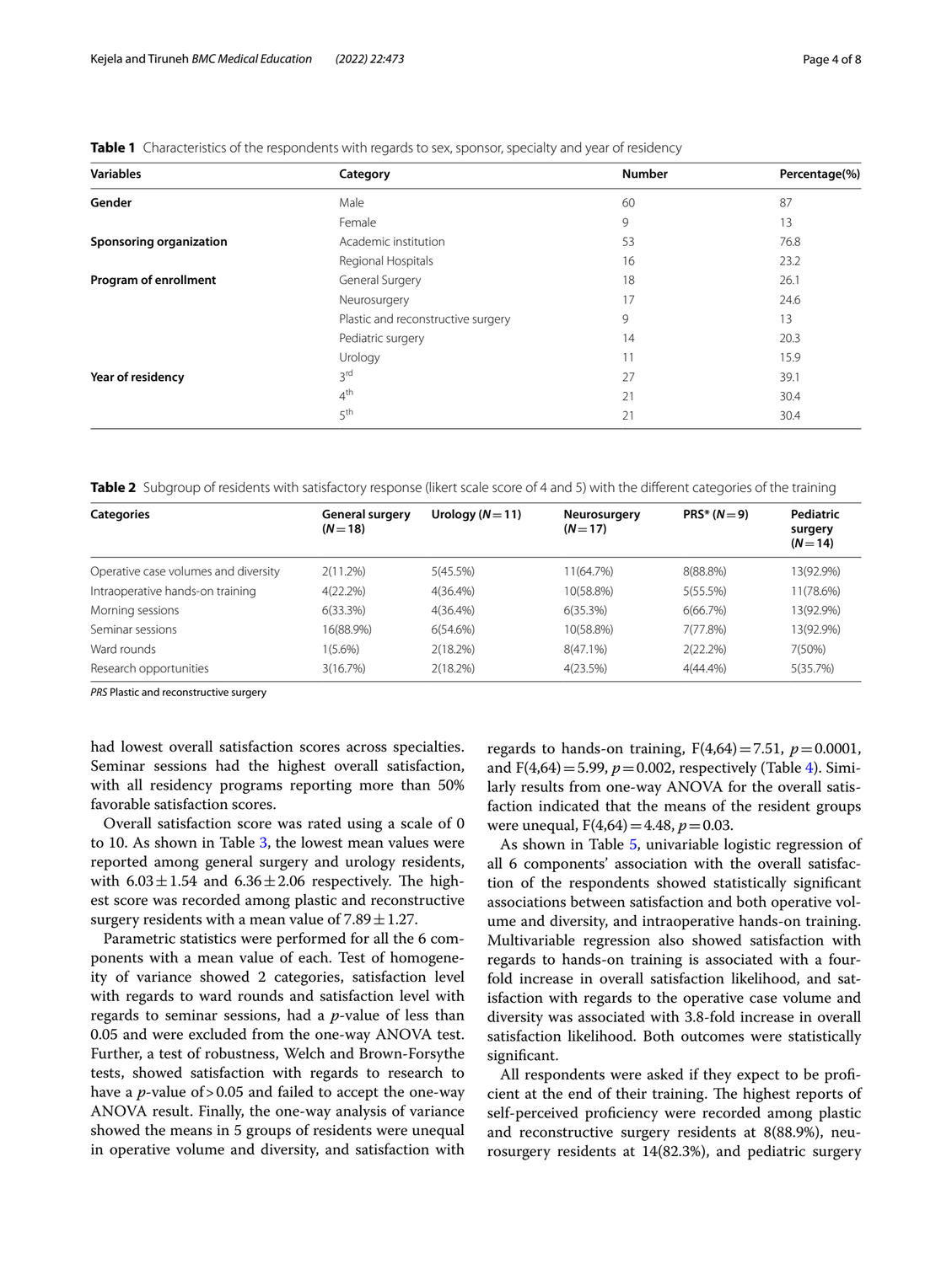**Table 1** Characteristics of the respondents with regards to sex, sponsor, specialty and year of residency

| Variables | Category | Number | Percentage(%) |
|---|---|---|---|
| **Gender** | Male | 60 | 87 |
| | Female | 9 | 13 |
| **Sponsoring organization** | Academic institution | 53 | 76.8 |
| | Regional Hospitals | 16 | 23.2 |
| **Program of enrollment** | General Surgery | 18 | 26.1 |
| | Neurosurgery | 17 | 24.6 |
| | Plastic and reconstructive surgery | 9 | 13 |
| | Pediatric surgery | 14 | 20.3 |
| | Urology | 11 | 15.9 |
| **Year of residency** | 3rd | 27 | 39.1 |
| | 4th | 21 | 30.4 |
| | 5th | 21 | 30.4 |

**Table 2** Subgroup of residents with satisfactory response (likert scale score of 4 and 5) with the different categories of the training

| Categories | General surgery ($N=18$) | Urology ($N=11$) | Neurosurgery ($N=17$) | PRS* ($N=9$) | Pediatric surgery ($N=14$) |
|---|---|---|---|---|---|
| Operative case volumes and diversity | 2(11.2%) | 5(45.5%) | 11(64.7%) | 8(88.8%) | 13(92.9%) |
| Intraoperative hands-on training | 4(22.2%) | 4(36.4%) | 10(58.8%) | 5(55.5%) | 11(78.6%) |
| Morning sessions | 6(33.3%) | 4(36.4%) | 6(35.3%) | 6(66.7%) | 13(92.9%) |
| Seminar sessions | 16(88.9%) | 6(54.6%) | 10(58.8%) | 7(77.8%) | 13(92.9%) |
| Ward rounds | 1(5.6%) | 2(18.2%) | 8(47.1%) | 2(22.2%) | 7(50%) |
| Research opportunities | 3(16.7%) | 2(18.2%) | 4(23.5%) | 4(44.4%) | 5(35.7%) |

*PRS* Plastic and reconstructive surgery

had lowest overall satisfaction scores across specialties. Seminar sessions had the highest overall satisfaction, with all residency programs reporting more than 50% favorable satisfaction scores.

Overall satisfaction score was rated using a scale of 0 to 10. As shown in Table 3, the lowest mean values were reported among general surgery and urology residents, with $6.03 \pm 1.54$ and $6.36 \pm 2.06$ respectively. The highest score was recorded among plastic and reconstructive surgery residents with a mean value of $7.89 \pm 1.27$.

Parametric statistics were performed for all the 6 components with a mean value of each. Test of homogeneity of variance showed 2 categories, satisfaction level with regards to ward rounds and satisfaction level with regards to seminar sessions, had a *p*-value of less than 0.05 and were excluded from the one-way ANOVA test. Further, a test of robustness, Welch and Brown-Forsythe tests, showed satisfaction with regards to research to have a *p*-value of $>0.05$ and failed to accept the one-way ANOVA result. Finally, the one-way analysis of variance showed the means in 5 groups of residents were unequal in operative volume and diversity, and satisfaction with regards to hands-on training, $F(4,64)=7.51$, $p=0.0001$, and $F(4,64)=5.99$, $p=0.002$, respectively (Table 4). Similarly results from one-way ANOVA for the overall satisfaction indicated that the means of the resident groups were unequal, $F(4,64)=4.48$, $p=0.03$.

As shown in Table 5, univariable logistic regression of all 6 components' association with the overall satisfaction of the respondents showed statistically significant associations between satisfaction and both operative volume and diversity, and intraoperative hands-on training. Multivariable regression also showed satisfaction with regards to hands-on training is associated with a fourfold increase in overall satisfaction likelihood, and satisfaction with regards to the operative case volume and diversity was associated with 3.8-fold increase in overall satisfaction likelihood. Both outcomes were statistically significant.

All respondents were asked if they expect to be proficient at the end of their training. The highest reports of self-perceived proficiency were recorded among plastic and reconstructive surgery residents at 8(88.9%), neurosurgery residents at 14(82.3%), and pediatric surgery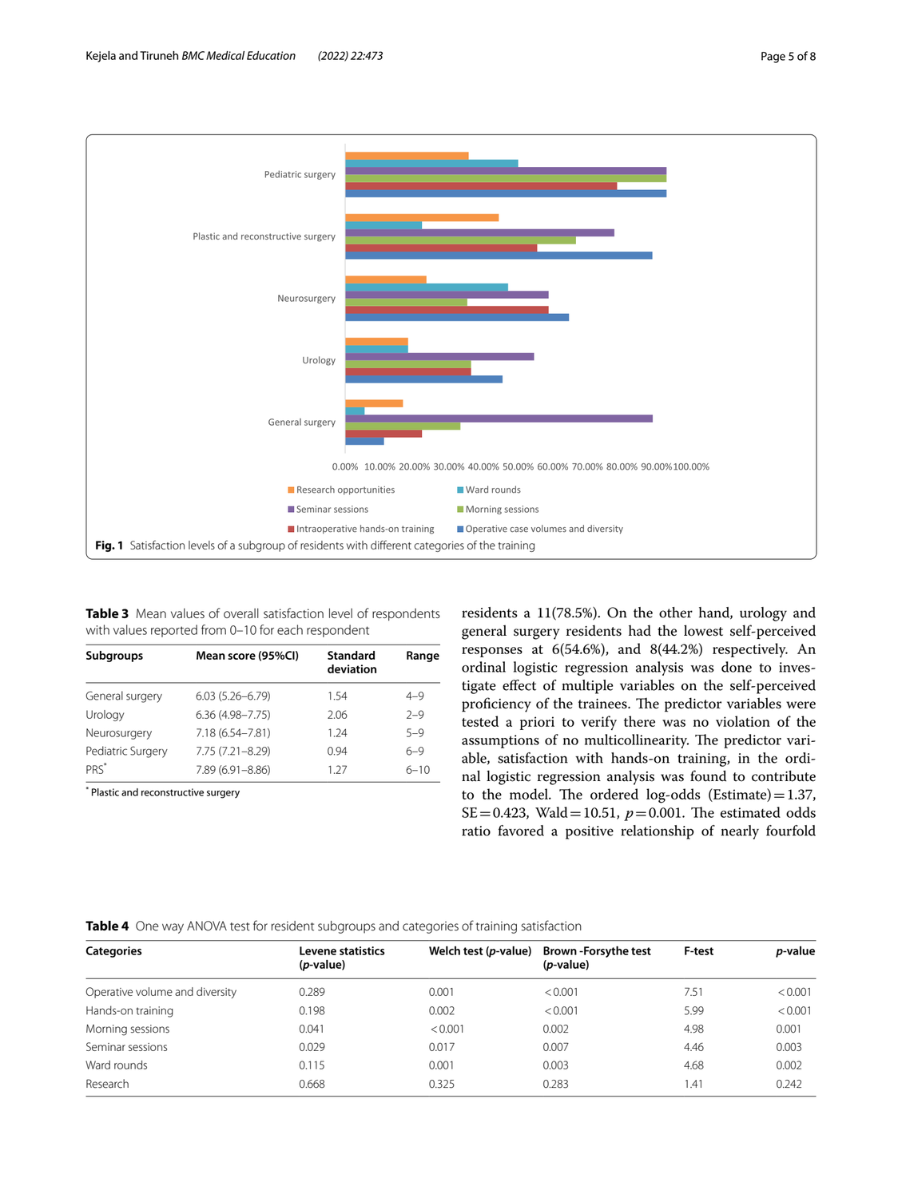**Fig. 1** Satisfaction levels of a subgroup of residents with different categories of the training

**Table 3** Mean values of overall satisfaction level of respondents with values reported from 0–10 for each respondent

| Subgroups | Mean score (95%CI) | Standard deviation | Range |
|---|---|---|---|
| General surgery | 6.03 (5.26–6.79) | 1.54 | 4–9 |
| Urology | 6.36 (4.98–7.75) | 2.06 | 2–9 |
| Neurosurgery | 7.18 (6.54–7.81) | 1.24 | 5–9 |
| Pediatric Surgery | 7.75 (7.21–8.29) | 0.94 | 6–9 |
| PRS* | 7.89 (6.91–8.86) | 1.27 | 6–10 |

* Plastic and reconstructive surgery

residents a 11(78.5%). On the other hand, urology and general surgery residents had the lowest self-perceived responses at 6(54.6%), and 8(44.2%) respectively. An ordinal logistic regression analysis was done to investigate effect of multiple variables on the self-perceived proficiency of the trainees. The predictor variables were tested a priori to verify there was no violation of the assumptions of no multicollinearity. The predictor variable, satisfaction with hands-on training, in the ordinal logistic regression analysis was found to contribute to the model. The ordered log-odds (Estimate) = 1.37, SE = 0.423, Wald = 10.51, $p = 0.001$. The estimated odds ratio favored a positive relationship of nearly fourfold

**Table 4** One way ANOVA test for resident subgroups and categories of training satisfaction

| Categories | Levene statistics (*p*-value) | Welch test (*p*-value) | Brown -Forsythe test (*p*-value) | F-test | *p*-value |
|---|---|---|---|---|---|
| Operative volume and diversity | 0.289 | 0.001 | < 0.001 | 7.51 | < 0.001 |
| Hands-on training | 0.198 | 0.002 | < 0.001 | 5.99 | < 0.001 |
| Morning sessions | 0.041 | < 0.001 | 0.002 | 4.98 | 0.001 |
| Seminar sessions | 0.029 | 0.017 | 0.007 | 4.46 | 0.003 |
| Ward rounds | 0.115 | 0.001 | 0.003 | 4.68 | 0.002 |
| Research | 0.668 | 0.325 | 0.283 | 1.41 | 0.242 |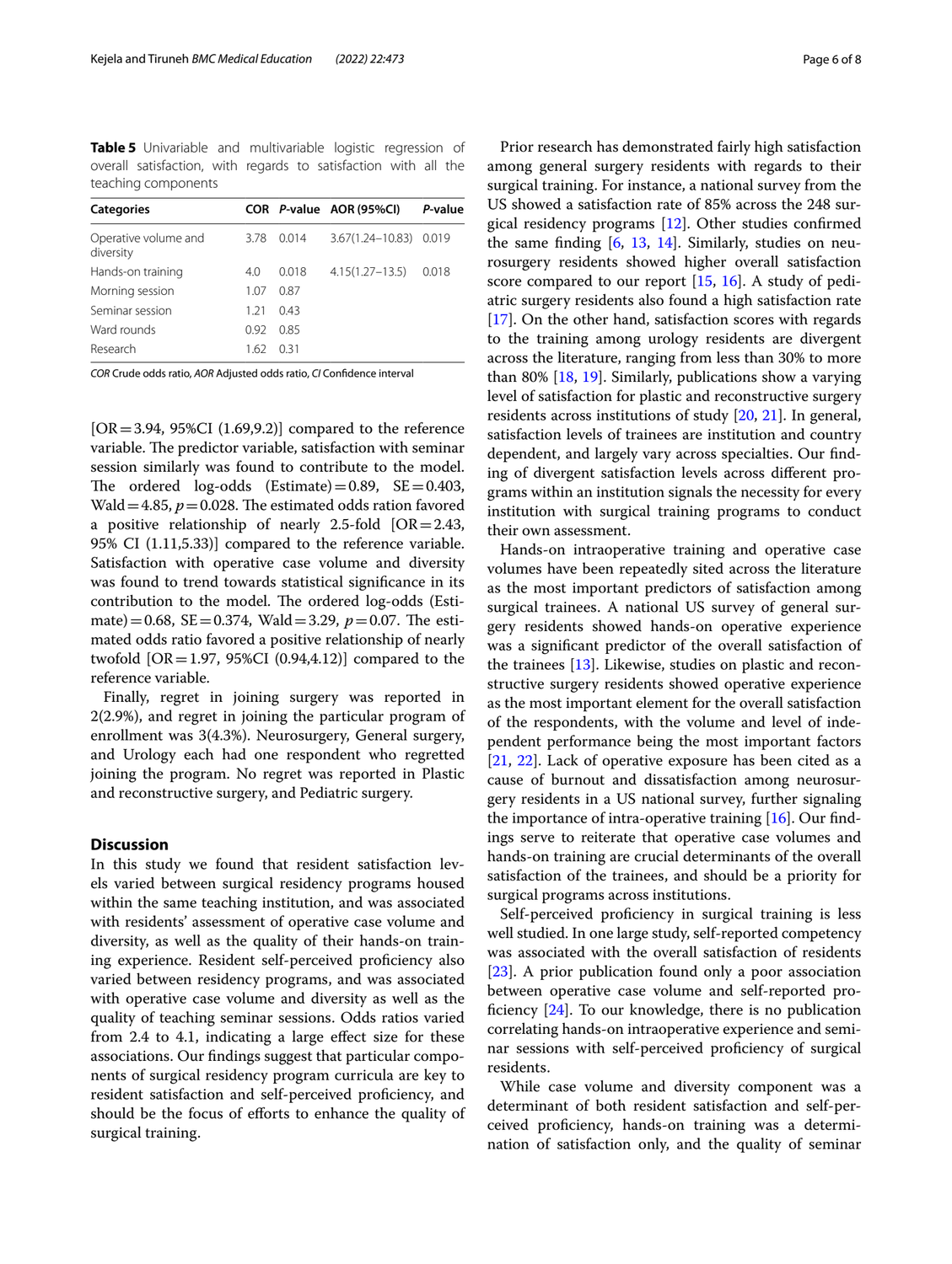**Table 5** Univariable and multivariable logistic regression of overall satisfaction, with regards to satisfaction with all the teaching components

| Categories | COR | P-value | AOR (95%CI) | P-value |
|---|---|---|---|---|
| Operative volume and diversity | 3.78 | 0.014 | 3.67(1.24–10.83) | 0.019 |
| Hands-on training | 4.0 | 0.018 | 4.15(1.27–13.5) | 0.018 |
| Morning session | 1.07 | 0.87 | | |
| Seminar session | 1.21 | 0.43 | | |
| Ward rounds | 0.92 | 0.85 | | |
| Research | 1.62 | 0.31 | | |

*COR* Crude odds ratio, *AOR* Adjusted odds ratio, *CI* Confidence interval

[OR = 3.94, 95%CI (1.69,9.2)] compared to the reference variable. The predictor variable, satisfaction with seminar session similarly was found to contribute to the model. The ordered log-odds (Estimate) = 0.89, SE = 0.403, Wald = 4.85, $p = 0.028$. The estimated odds ration favored a positive relationship of nearly 2.5-fold [OR = 2.43, 95% CI (1.11,5.33)] compared to the reference variable. Satisfaction with operative case volume and diversity was found to trend towards statistical significance in its contribution to the model. The ordered log-odds (Estimate) = 0.68, SE = 0.374, Wald = 3.29, $p = 0.07$. The estimated odds ratio favored a positive relationship of nearly twofold [OR = 1.97, 95%CI (0.94,4.12)] compared to the reference variable.

Finally, regret in joining surgery was reported in 2(2.9%), and regret in joining the particular program of enrollment was 3(4.3%). Neurosurgery, General surgery, and Urology each had one respondent who regretted joining the program. No regret was reported in Plastic and reconstructive surgery, and Pediatric surgery.

## Discussion

In this study we found that resident satisfaction levels varied between surgical residency programs housed within the same teaching institution, and was associated with residents' assessment of operative case volume and diversity, as well as the quality of their hands-on training experience. Resident self-perceived proficiency also varied between residency programs, and was associated with operative case volume and diversity as well as the quality of teaching seminar sessions. Odds ratios varied from 2.4 to 4.1, indicating a large effect size for these associations. Our findings suggest that particular components of surgical residency program curricula are key to resident satisfaction and self-perceived proficiency, and should be the focus of efforts to enhance the quality of surgical training.

Prior research has demonstrated fairly high satisfaction among general surgery residents with regards to their surgical training. For instance, a national survey from the US showed a satisfaction rate of 85% across the 248 surgical residency programs [12]. Other studies confirmed the same finding [6, 13, 14]. Similarly, studies on neurosurgery residents showed higher overall satisfaction score compared to our report [15, 16]. A study of pediatric surgery residents also found a high satisfaction rate [17]. On the other hand, satisfaction scores with regards to the training among urology residents are divergent across the literature, ranging from less than 30% to more than 80% [18, 19]. Similarly, publications show a varying level of satisfaction for plastic and reconstructive surgery residents across institutions of study [20, 21]. In general, satisfaction levels of trainees are institution and country dependent, and largely vary across specialties. Our finding of divergent satisfaction levels across different programs within an institution signals the necessity for every institution with surgical training programs to conduct their own assessment.

Hands-on intraoperative training and operative case volumes have been repeatedly sited across the literature as the most important predictors of satisfaction among surgical trainees. A national US survey of general surgery residents showed hands-on operative experience was a significant predictor of the overall satisfaction of the trainees [13]. Likewise, studies on plastic and reconstructive surgery residents showed operative experience as the most important element for the overall satisfaction of the respondents, with the volume and level of independent performance being the most important factors [21, 22]. Lack of operative exposure has been cited as a cause of burnout and dissatisfaction among neurosurgery residents in a US national survey, further signaling the importance of intra-operative training [16]. Our findings serve to reiterate that operative case volumes and hands-on training are crucial determinants of the overall satisfaction of the trainees, and should be a priority for surgical programs across institutions.

Self-perceived proficiency in surgical training is less well studied. In one large study, self-reported competency was associated with the overall satisfaction of residents [23]. A prior publication found only a poor association between operative case volume and self-reported proficiency [24]. To our knowledge, there is no publication correlating hands-on intraoperative experience and seminar sessions with self-perceived proficiency of surgical residents.

While case volume and diversity component was a determinant of both resident satisfaction and self-perceived proficiency, hands-on training was a determination of satisfaction only, and the quality of seminar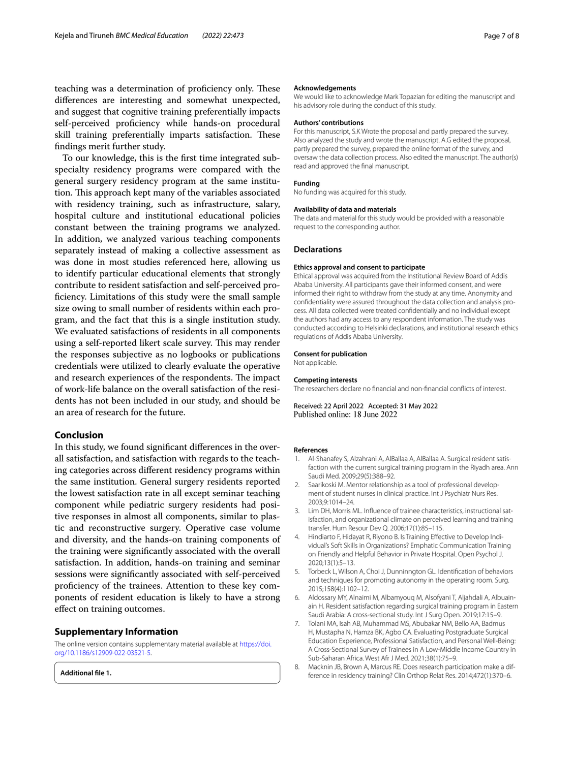teaching was a determination of proficiency only. These differences are interesting and somewhat unexpected, and suggest that cognitive training preferentially impacts self-perceived proficiency while hands-on procedural skill training preferentially imparts satisfaction. These findings merit further study.

To our knowledge, this is the first time integrated subspecialty residency programs were compared with the general surgery residency program at the same institution. This approach kept many of the variables associated with residency training, such as infrastructure, salary, hospital culture and institutional educational policies constant between the training programs we analyzed. In addition, we analyzed various teaching components separately instead of making a collective assessment as was done in most studies referenced here, allowing us to identify particular educational elements that strongly contribute to resident satisfaction and self-perceived proficiency. Limitations of this study were the small sample size owing to small number of residents within each program, and the fact that this is a single institution study. We evaluated satisfactions of residents in all components using a self-reported likert scale survey. This may render the responses subjective as no logbooks or publications credentials were utilized to clearly evaluate the operative and research experiences of the respondents. The impact of work-life balance on the overall satisfaction of the residents has not been included in our study, and should be an area of research for the future.

## Conclusion

In this study, we found significant differences in the overall satisfaction, and satisfaction with regards to the teaching categories across different residency programs within the same institution. General surgery residents reported the lowest satisfaction rate in all except seminar teaching component while pediatric surgery residents had positive responses in almost all components, similar to plastic and reconstructive surgery. Operative case volume and diversity, and the hands-on training components of the training were significantly associated with the overall satisfaction. In addition, hands-on training and seminar sessions were significantly associated with self-perceived proficiency of the trainees. Attention to these key components of resident education is likely to have a strong effect on training outcomes.

## Supplementary Information

The online version contains supplementary material available at https://doi.org/10.1186/s12909-022-03521-5.

**Additional file 1.**

### Acknowledgements

We would like to acknowledge Mark Topazian for editing the manuscript and his advisory role during the conduct of this study.

### Authors' contributions

For this manuscript, S.K Wrote the proposal and partly prepared the survey. Also analyzed the study and wrote the manuscript. A.G edited the proposal, partly prepared the survey, prepared the online format of the survey, and oversaw the data collection process. Also edited the manuscript. The author(s) read and approved the final manuscript.

### Funding

No funding was acquired for this study.

### Availability of data and materials

The data and material for this study would be provided with a reasonable request to the corresponding author.

## Declarations

### Ethics approval and consent to participate

Ethical approval was acquired from the Institutional Review Board of Addis Ababa University. All participants gave their informed consent, and were informed their right to withdraw from the study at any time. Anonymity and confidentiality were assured throughout the data collection and analysis process. All data collected were treated confidentially and no individual except the authors had any access to any respondent information. The study was conducted according to Helsinki declarations, and institutional research ethics regulations of Addis Ababa University.

### Consent for publication

Not applicable.

### Competing interests

The researchers declare no financial and non-financial conflicts of interest.

Received: 22 April 2022 Accepted: 31 May 2022
Published online: 18 June 2022

### References

1. Al-Shanafey S, Alzahrani A, AlBallaa A, AlBallaa A. Surgical resident satisfaction with the current surgical training program in the Riyadh area. Ann Saudi Med. 2009;29(5):388–92.
2. Saarikoski M. Mentor relationship as a tool of professional development of student nurses in clinical practice. Int J Psychiatr Nurs Res. 2003;9:1014–24.
3. Lim DH, Morris ML. Influence of trainee characteristics, instructional satisfaction, and organizational climate on perceived learning and training transfer. Hum Resour Dev Q. 2006;17(1):85–115.
4. Hindiarto F, Hidayat R, Riyono B. Is Training Effective to Develop Individual's Soft Skills in Organizations? Emphatic Communication Training on Friendly and Helpful Behavior in Private Hospital. Open Psychol J. 2020;13(1):5–13.
5. Torbeck L, Wilson A, Choi J, Dunninngton GL. Identification of behaviors and techniques for promoting autonomy in the operating room. Surg. 2015;158(4):1102–12.
6. Aldossary MY, Alnaimi M, Albamyouq M, Alsofyani T, Aljahdali A, Albuainain H. Resident satisfaction regarding surgical training program in Eastern Saudi Arabia: A cross-sectional study. Int J Surg Open. 2019;17:15–9.
7. Tolani MA, Isah AB, Muhammad MS, Abubakar NM, Bello AA, Badmus H, Mustapha N, Hamza BK, Agbo CA. Evaluating Postgraduate Surgical Education Experience, Professional Satisfaction, and Personal Well-Being: A Cross-Sectional Survey of Trainees in A Low-Middle Income Country in Sub-Saharan Africa. West Afr J Med. 2021;38(1):75–9.
8. Macknin JB, Brown A, Marcus RE. Does research participation make a difference in residency training? Clin Orthop Relat Res. 2014;472(1):370–6.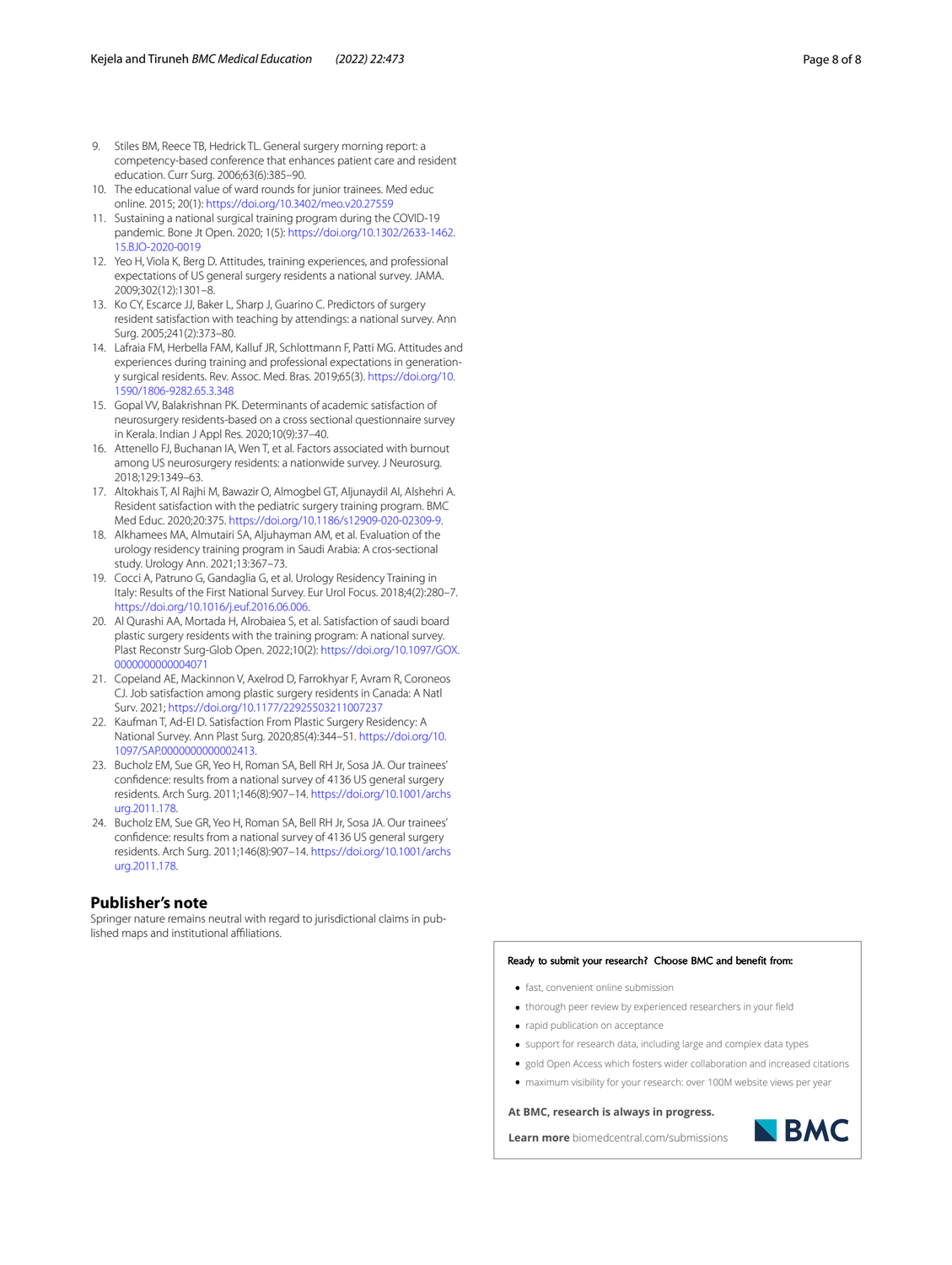9. Stiles BM, Reece TB, Hedrick TL. General surgery morning report: a competency-based conference that enhances patient care and resident education. Curr Surg. 2006;63(6):385–90.
10. The educational value of ward rounds for junior trainees. Med educ online. 2015; 20(1): https://doi.org/10.3402/meo.v20.27559
11. Sustaining a national surgical training program during the COVID-19 pandemic. Bone Jt Open. 2020; 1(5): https://doi.org/10.1302/2633-1462.15.BJO-2020-0019
12. Yeo H, Viola K, Berg D. Attitudes, training experiences, and professional expectations of US general surgery residents a national survey. JAMA. 2009;302(12):1301–8.
13. Ko CY, Escarce JJ, Baker L, Sharp J, Guarino C. Predictors of surgery resident satisfaction with teaching by attendings: a national survey. Ann Surg. 2005;241(2):373–80.
14. Lafraia FM, Herbella FAM, Kalluf JR, Schlottmann F, Patti MG. Attitudes and experiences during training and professional expectations in generation-y surgical residents. Rev. Assoc. Med. Bras. 2019;65(3). https://doi.org/10.1590/1806-9282.65.3.348
15. Gopal VV, Balakrishnan PK. Determinants of academic satisfaction of neurosurgery residents-based on a cross sectional questionnaire survey in Kerala. Indian J Appl Res. 2020;10(9):37–40.
16. Attenello FJ, Buchanan IA, Wen T, et al. Factors associated with burnout among US neurosurgery residents: a nationwide survey. J Neurosurg. 2018;129:1349–63.
17. Altokhais T, Al Rajhi M, Bawazir O, Almogbel GT, Aljunaydil AI, Alshehri A. Resident satisfaction with the pediatric surgery training program. BMC Med Educ. 2020;20:375. https://doi.org/10.1186/s12909-020-02309-9.
18. Alkhamees MA, Almutairi SA, Aljuhayman AM, et al. Evaluation of the urology residency training program in Saudi Arabia: A cross-sectional study. Urology Ann. 2021;13:367–73.
19. Cocci A, Patruno G, Gandaglia G, et al. Urology Residency Training in Italy: Results of the First National Survey. Eur Urol Focus. 2018;4(2):280–7. https://doi.org/10.1016/j.euf.2016.06.006.
20. Al Qurashi AA, Mortada H, Alrobaiea S, et al. Satisfaction of saudi board plastic surgery residents with the training program: A national survey. Plast Reconstr Surg-Glob Open. 2022;10(2): https://doi.org/10.1097/GOX.0000000000004071
21. Copeland AE, Mackinnon V, Axelrod D, Farrokhyar F, Avram R, Coroneos CJ. Job satisfaction among plastic surgery residents in Canada: A Natl Surv. 2021; https://doi.org/10.1177/22925503211007237
22. Kaufman T, Ad-El D. Satisfaction From Plastic Surgery Residency: A National Survey. Ann Plast Surg. 2020;85(4):344–51. https://doi.org/10.1097/SAP.0000000000002413.
23. Bucholz EM, Sue GR, Yeo H, Roman SA, Bell RH Jr, Sosa JA. Our trainees' confidence: results from a national survey of 4136 US general surgery residents. Arch Surg. 2011;146(8):907–14. https://doi.org/10.1001/archsurg.2011.178.
24. Bucholz EM, Sue GR, Yeo H, Roman SA, Bell RH Jr, Sosa JA. Our trainees' confidence: results from a national survey of 4136 US general surgery residents. Arch Surg. 2011;146(8):907–14. https://doi.org/10.1001/archsurg.2011.178.

## Publisher's note

Springer nature remains neutral with regard to jurisdictional claims in published maps and institutional affiliations.

**Ready to submit your research? Choose BMC and benefit from:**

- fast, convenient online submission
- thorough peer review by experienced researchers in your field
- rapid publication on acceptance
- support for research data, including large and complex data types
- gold Open Access which fosters wider collaboration and increased citations
- maximum visibility for your research: over 100M website views per year

**At BMC, research is always in progress.**

**Learn more** biomedcentral.com/submissions

BMC